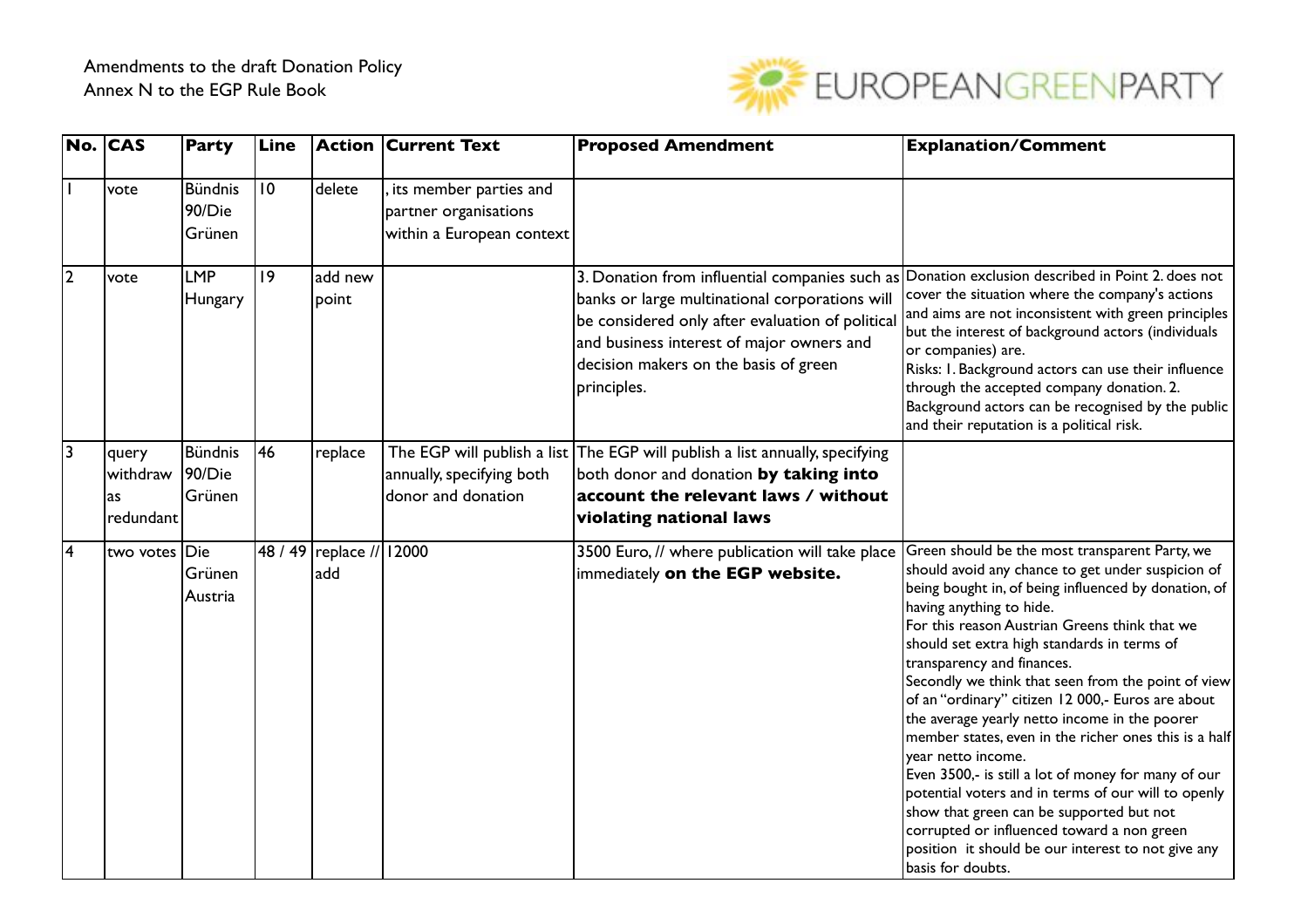Amendments to the draft Donation Policy
Annex N to the EGP Rule Book

EUROPEANGREENPARTY

| No. | CAS | Party | Line | Action | Current Text | Proposed Amendment | Explanation/Comment |
|---|---|---|---|---|---|---|---|
| 1 | vote | Bündnis 90/Die Grünen | 10 | delete | , its member parties and partner organisations within a European context | | |
| 2 | vote | LMP Hungary | 19 | add new point | | 3. Donation from influential companies such as banks or large multinational corporations will be considered only after evaluation of political and business interest of major owners and decision makers on the basis of green principles. | Donation exclusion described in Point 2. does not cover the situation where the company's actions and aims are not inconsistent with green principles but the interest of background actors (individuals or companies) are. Risks: 1. Background actors can use their influence through the accepted company donation. 2. Background actors can be recognised by the public and their reputation is a political risk. |
| 3 | query withdraw as redundant | Bündnis 90/Die Grünen | 46 | replace | The EGP will publish a list annually, specifying both donor and donation | The EGP will publish a list annually, specifying both donor and donation **by taking into account the relevant laws / without violating national laws** | |
| 4 | two votes | Die Grünen Austria | 48 / 49 | replace // add | 12000 | 3500 Euro, // where publication will take place immediately **on the EGP website.** | Green should be the most transparent Party, we should avoid any chance to get under suspicion of being bought in, of being influenced by donation, of having anything to hide. For this reason Austrian Greens think that we should set extra high standards in terms of transparency and finances. Secondly we think that seen from the point of view of an "ordinary" citizen 12 000,- Euros are about the average yearly netto income in the poorer member states, even in the richer ones this is a half year netto income. Even 3500,- is still a lot of money for many of our potential voters and in terms of our will to openly show that green can be supported but not corrupted or influenced toward a non green position it should be our interest to not give any basis for doubts. |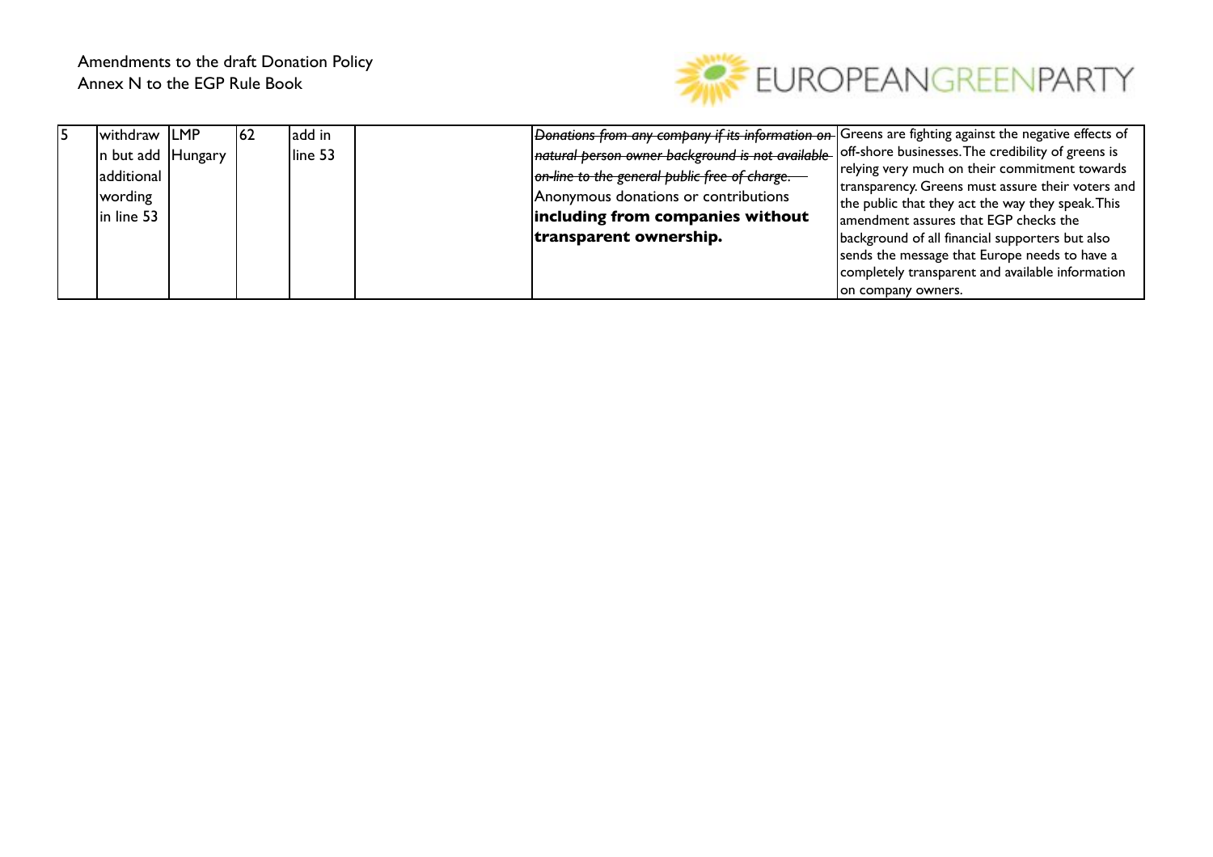Amendments to the draft Donation Policy
Annex N to the EGP Rule Book

| | | | | | | | |
|---|---|---|---|---|---|---|---|
| 5 | withdrawn but add additional wording in line 53 | LMP Hungary | 62 | add in line 53 | | ~~*Donations from any company if its information on natural person owner background is not available on-line to the general public free of charge.*~~ Anonymous donations or contributions **including from companies without transparent ownership.** | Greens are fighting against the negative effects of off-shore businesses. The credibility of greens is relying very much on their commitment towards transparency. Greens must assure their voters and the public that they act the way they speak. This amendment assures that EGP checks the background of all financial supporters but also sends the message that Europe needs to have a completely transparent and available information on company owners. |